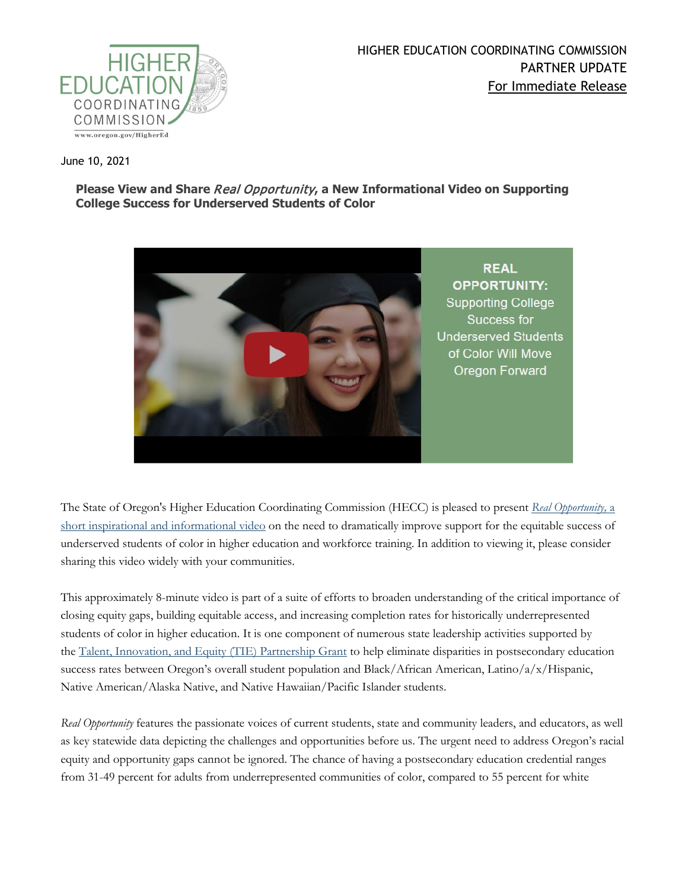HIGHER EDUCATION COORDINATING COMMISSION
PARTNER UPDATE
For Immediate Release

June 10, 2021

**Please View and Share *Real Opportunity*, a New Informational Video on Supporting College Success for Underserved Students of Color**

**REAL OPPORTUNITY:** Supporting College Success for Underserved Students of Color Will Move Oregon Forward

The State of Oregon's Higher Education Coordinating Commission (HECC) is pleased to present *Real Opportunity*, a short inspirational and informational video on the need to dramatically improve support for the equitable success of underserved students of color in higher education and workforce training. In addition to viewing it, please consider sharing this video widely with your communities.

This approximately 8-minute video is part of a suite of efforts to broaden understanding of the critical importance of closing equity gaps, building equitable access, and increasing completion rates for historically underrepresented students of color in higher education. It is one component of numerous state leadership activities supported by the Talent, Innovation, and Equity (TIE) Partnership Grant to help eliminate disparities in postsecondary education success rates between Oregon's overall student population and Black/African American, Latino/a/x/Hispanic, Native American/Alaska Native, and Native Hawaiian/Pacific Islander students.

*Real Opportunity* features the passionate voices of current students, state and community leaders, and educators, as well as key statewide data depicting the challenges and opportunities before us. The urgent need to address Oregon's racial equity and opportunity gaps cannot be ignored. The chance of having a postsecondary education credential ranges from 31-49 percent for adults from underrepresented communities of color, compared to 55 percent for white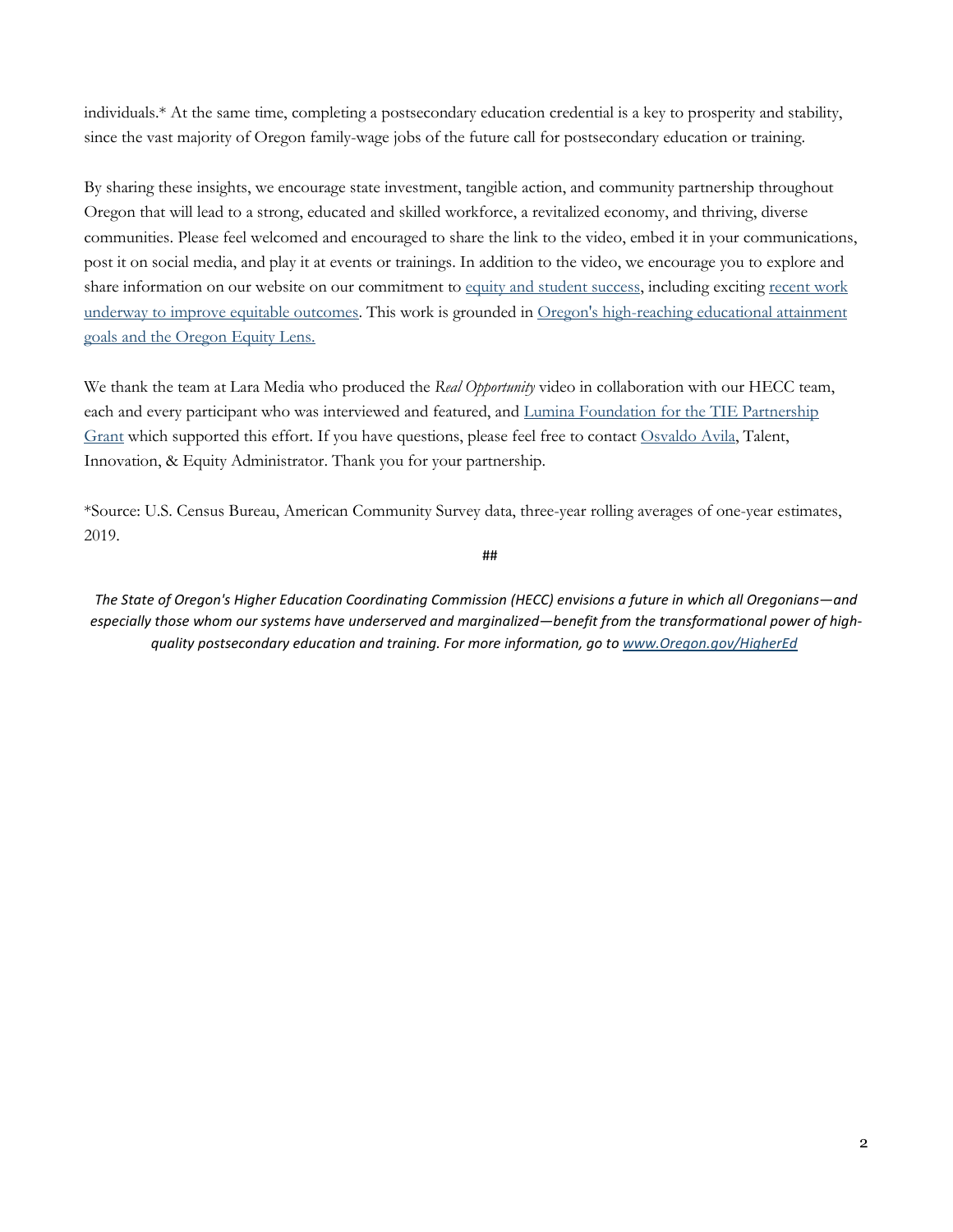individuals.* At the same time, completing a postsecondary education credential is a key to prosperity and stability, since the vast majority of Oregon family-wage jobs of the future call for postsecondary education or training.

By sharing these insights, we encourage state investment, tangible action, and community partnership throughout Oregon that will lead to a strong, educated and skilled workforce, a revitalized economy, and thriving, diverse communities. Please feel welcomed and encouraged to share the link to the video, embed it in your communications, post it on social media, and play it at events or trainings. In addition to the video, we encourage you to explore and share information on our website on our commitment to equity and student success, including exciting recent work underway to improve equitable outcomes. This work is grounded in Oregon's high-reaching educational attainment goals and the Oregon Equity Lens.

We thank the team at Lara Media who produced the *Real Opportunity* video in collaboration with our HECC team, each and every participant who was interviewed and featured, and Lumina Foundation for the TIE Partnership Grant which supported this effort. If you have questions, please feel free to contact Osvaldo Avila, Talent, Innovation, & Equity Administrator. Thank you for your partnership.

*Source: U.S. Census Bureau, American Community Survey data, three-year rolling averages of one-year estimates, 2019.

##

*The State of Oregon's Higher Education Coordinating Commission (HECC) envisions a future in which all Oregonians—and especially those whom our systems have underserved and marginalized—benefit from the transformational power of high-quality postsecondary education and training. For more information, go to www.Oregon.gov/HigherEd*